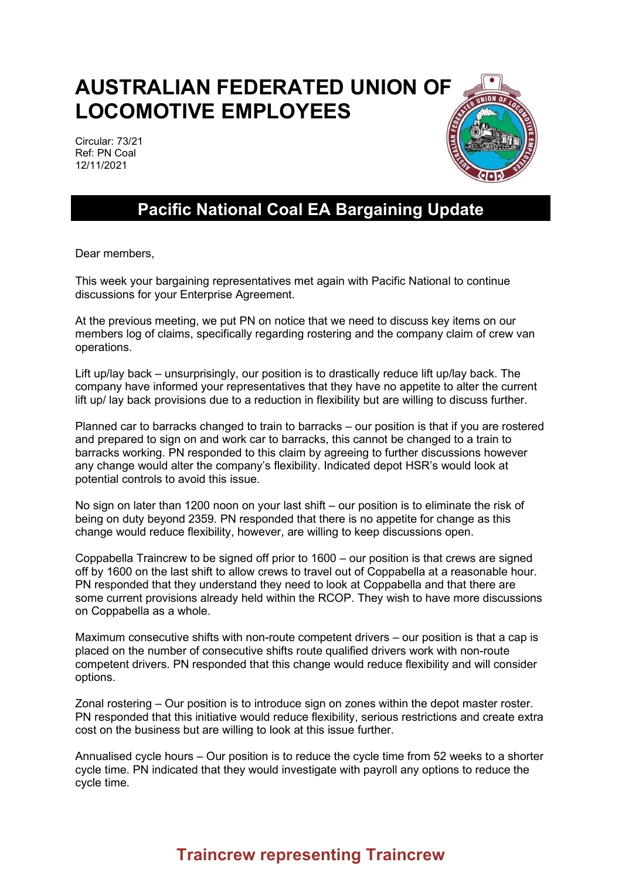# AUSTRALIAN FEDERATED UNION OF LOCOMOTIVE EMPLOYEES

Circular: 73/21
Ref: PN Coal
12/11/2021

## Pacific National Coal EA Bargaining Update

Dear members,

This week your bargaining representatives met again with Pacific National to continue discussions for your Enterprise Agreement.

At the previous meeting, we put PN on notice that we need to discuss key items on our members log of claims, specifically regarding rostering and the company claim of crew van operations.

Lift up/lay back – unsurprisingly, our position is to drastically reduce lift up/lay back. The company have informed your representatives that they have no appetite to alter the current lift up/ lay back provisions due to a reduction in flexibility but are willing to discuss further.

Planned car to barracks changed to train to barracks – our position is that if you are rostered and prepared to sign on and work car to barracks, this cannot be changed to a train to barracks working. PN responded to this claim by agreeing to further discussions however any change would alter the company's flexibility. Indicated depot HSR's would look at potential controls to avoid this issue.

No sign on later than 1200 noon on your last shift – our position is to eliminate the risk of being on duty beyond 2359. PN responded that there is no appetite for change as this change would reduce flexibility, however, are willing to keep discussions open.

Coppabella Traincrew to be signed off prior to 1600 – our position is that crews are signed off by 1600 on the last shift to allow crews to travel out of Coppabella at a reasonable hour. PN responded that they understand they need to look at Coppabella and that there are some current provisions already held within the RCOP. They wish to have more discussions on Coppabella as a whole.

Maximum consecutive shifts with non-route competent drivers – our position is that a cap is placed on the number of consecutive shifts route qualified drivers work with non-route competent drivers. PN responded that this change would reduce flexibility and will consider options.

Zonal rostering – Our position is to introduce sign on zones within the depot master roster. PN responded that this initiative would reduce flexibility, serious restrictions and create extra cost on the business but are willing to look at this issue further.

Annualised cycle hours – Our position is to reduce the cycle time from 52 weeks to a shorter cycle time. PN indicated that they would investigate with payroll any options to reduce the cycle time.

**Traincrew representing Traincrew**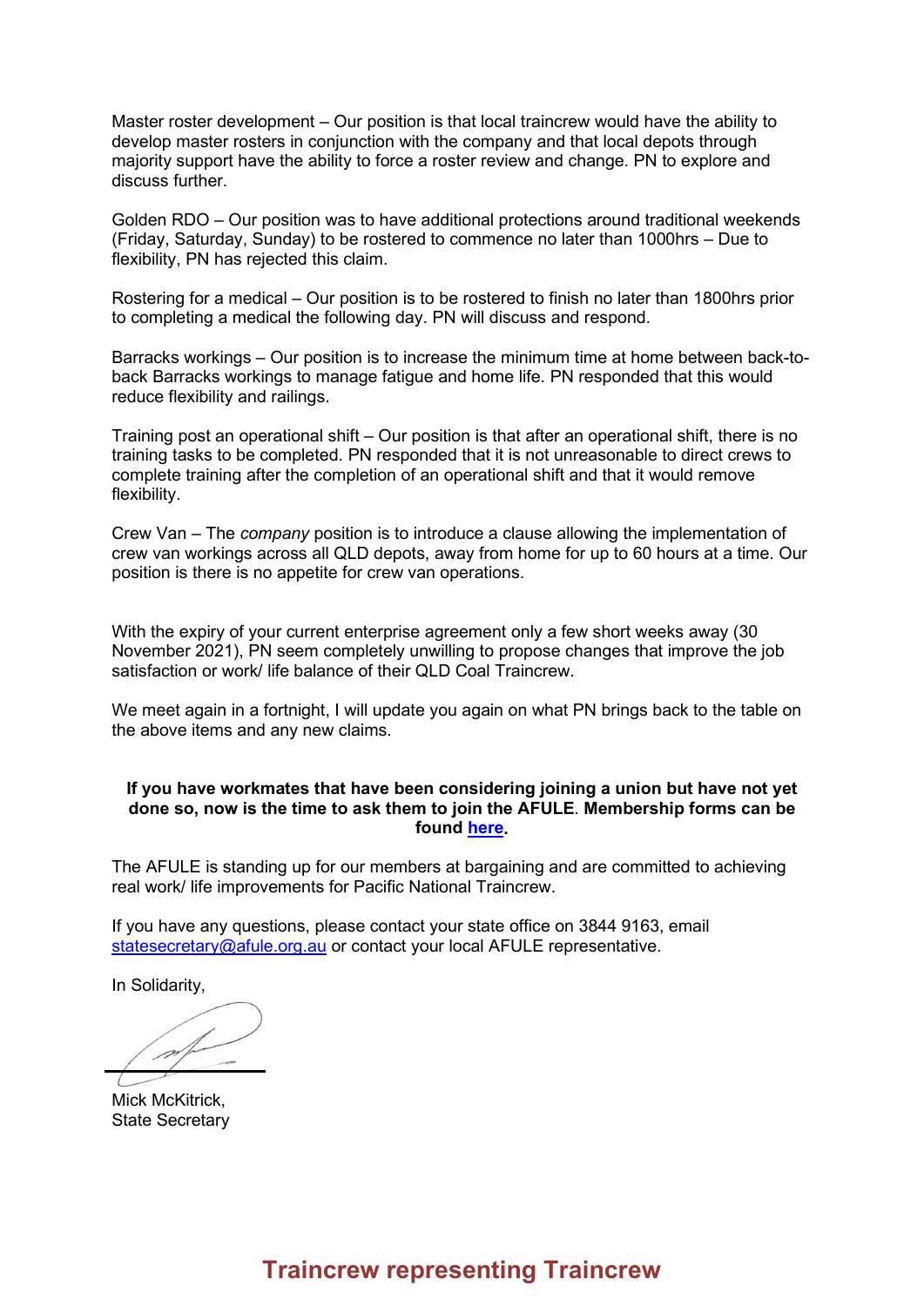Master roster development – Our position is that local traincrew would have the ability to develop master rosters in conjunction with the company and that local depots through majority support have the ability to force a roster review and change. PN to explore and discuss further.

Golden RDO – Our position was to have additional protections around traditional weekends (Friday, Saturday, Sunday) to be rostered to commence no later than 1000hrs – Due to flexibility, PN has rejected this claim.

Rostering for a medical – Our position is to be rostered to finish no later than 1800hrs prior to completing a medical the following day. PN will discuss and respond.

Barracks workings – Our position is to increase the minimum time at home between back-to-back Barracks workings to manage fatigue and home life. PN responded that this would reduce flexibility and railings.

Training post an operational shift – Our position is that after an operational shift, there is no training tasks to be completed. PN responded that it is not unreasonable to direct crews to complete training after the completion of an operational shift and that it would remove flexibility.

Crew Van – The *company* position is to introduce a clause allowing the implementation of crew van workings across all QLD depots, away from home for up to 60 hours at a time. Our position is there is no appetite for crew van operations.

With the expiry of your current enterprise agreement only a few short weeks away (30 November 2021), PN seem completely unwilling to propose changes that improve the job satisfaction or work/ life balance of their QLD Coal Traincrew.

We meet again in a fortnight, I will update you again on what PN brings back to the table on the above items and any new claims.

**If you have workmates that have been considering joining a union but have not yet done so, now is the time to ask them to join the AFULE. Membership forms can be found here.**

The AFULE is standing up for our members at bargaining and are committed to achieving real work/ life improvements for Pacific National Traincrew.

If you have any questions, please contact your state office on 3844 9163, email statesecretary@afule.org.au or contact your local AFULE representative.

In Solidarity,

Mick McKitrick,
State Secretary

**Traincrew representing Traincrew**